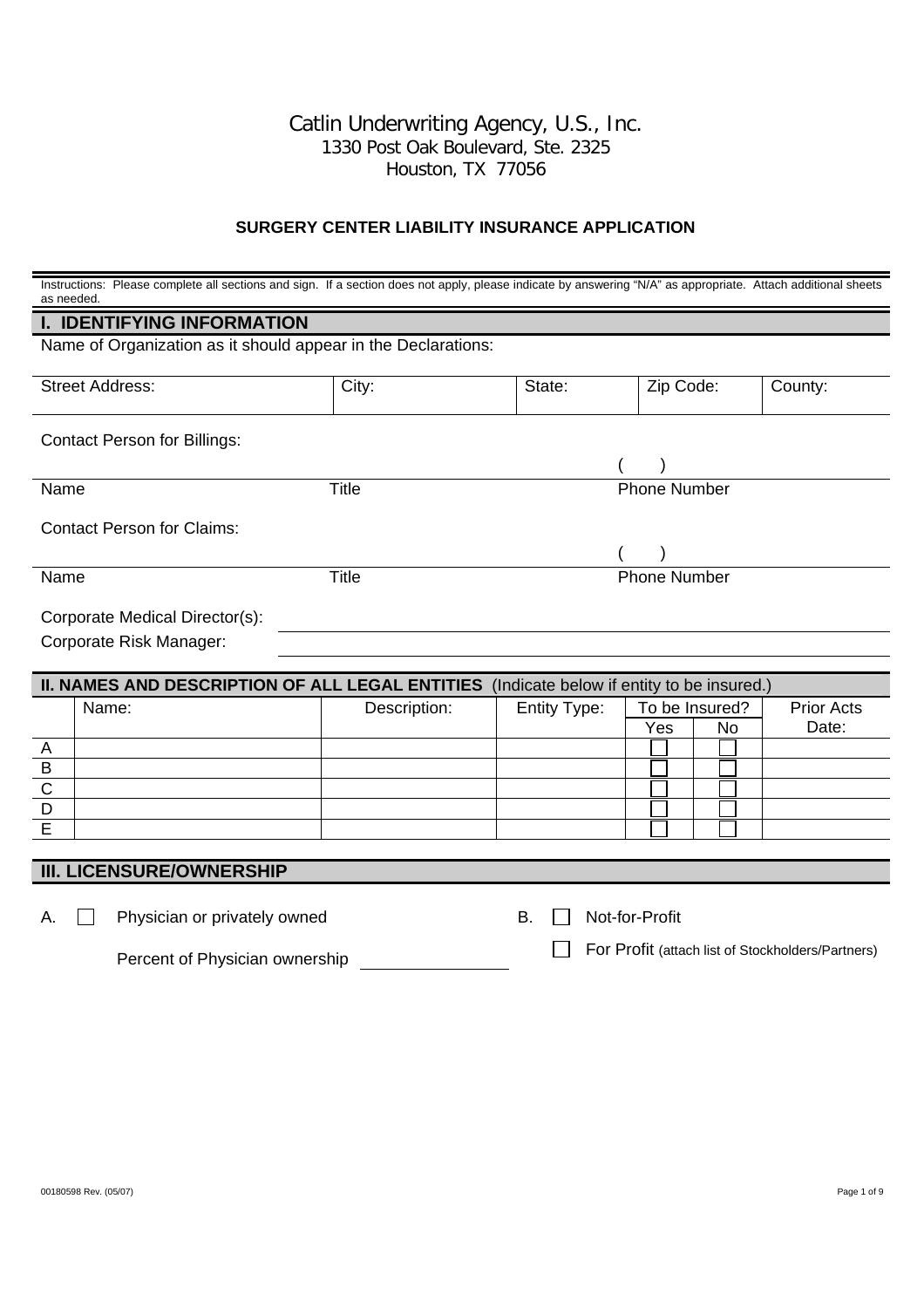Catlin Underwriting Agency, U.S., Inc.
1330 Post Oak Boulevard, Ste. 2325
Houston, TX 77056

## SURGERY CENTER LIABILITY INSURANCE APPLICATION

Instructions: Please complete all sections and sign. If a section does not apply, please indicate by answering "N/A" as appropriate. Attach additional sheets as needed.

## I. IDENTIFYING INFORMATION

Name of Organization as it should appear in the Declarations:

| Street Address: | City: | State: | Zip Code: | County: |
|---|---|---|---|---|
| | | | | |

Contact Person for Billings:

| Name | Title | Phone Number ( ) |
|---|---|---|
| | | |

Contact Person for Claims:

| Name | Title | Phone Number ( ) |
|---|---|---|
| | | |

Corporate Medical Director(s): ______________________

Corporate Risk Manager: ______________________

## II. NAMES AND DESCRIPTION OF ALL LEGAL ENTITIES (Indicate below if entity to be insured.)

| | Name: | Description: | Entity Type: | To be Insured? | | Prior Acts Date: |
|---|---|---|---|---|---|---|
| | | | | Yes | No | |
| A | | | | ☐ | ☐ | |
| B | | | | ☐ | ☐ | |
| C | | | | ☐ | ☐ | |
| D | | | | ☐ | ☐ | |
| E | | | | ☐ | ☐ | |

## III. LICENSURE/OWNERSHIP

A. ☐ Physician or privately owned

Percent of Physician ownership ______________

B. ☐ Not-for-Profit

☐ For Profit (attach list of Stockholders/Partners)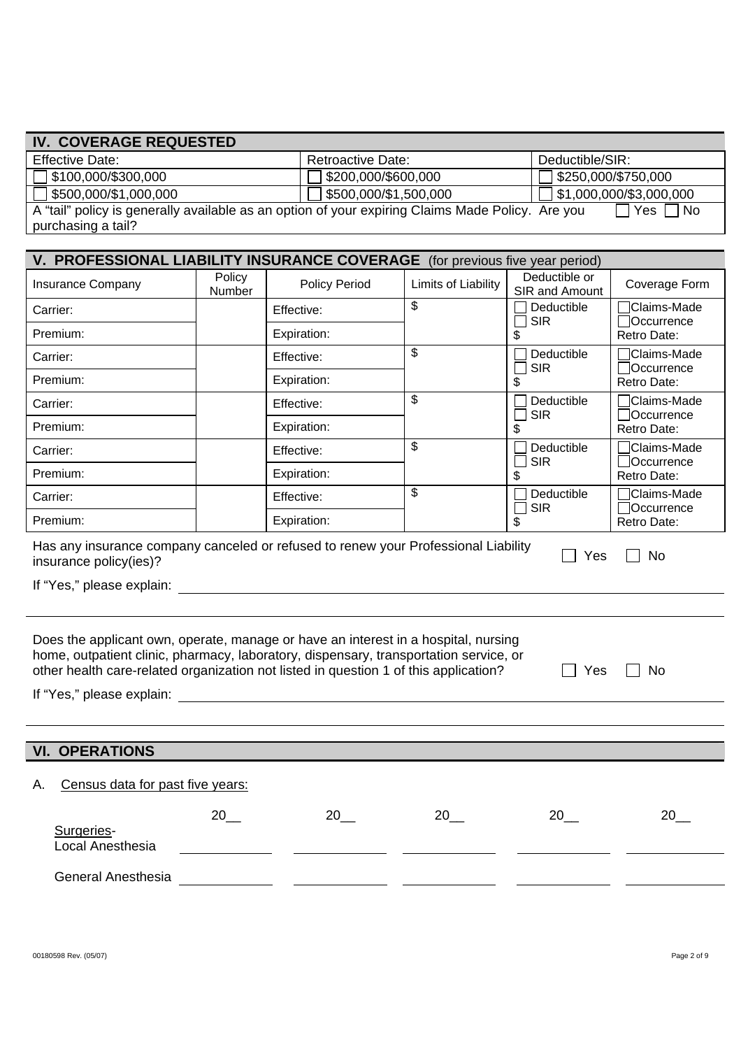## IV. COVERAGE REQUESTED

| Effective Date: | Retroactive Date: | Deductible/SIR: |
|---|---|---|
| ☐ $100,000/$300,000 | ☐ $200,000/$600,000 | ☐ $250,000/$750,000 |
| ☐ $500,000/$1,000,000 | ☐ $500,000/$1,500,000 | ☐ $1,000,000/$3,000,000 |

A "tail" policy is generally available as an option of your expiring Claims Made Policy. Are you purchasing a tail? ☐ Yes ☐ No

## V. PROFESSIONAL LIABILITY INSURANCE COVERAGE (for previous five year period)

| Insurance Company | Policy Number | Policy Period | Limits of Liability | Deductible or SIR and Amount | Coverage Form |
|---|---|---|---|---|---|
| Carrier: | | Effective: | $ | ☐ Deductible ☐ SIR | ☐ Claims-Made ☐ Occurrence |
| Premium: | | Expiration: | | $ | Retro Date: |
| Carrier: | | Effective: | $ | ☐ Deductible ☐ SIR | ☐ Claims-Made ☐ Occurrence |
| Premium: | | Expiration: | | $ | Retro Date: |
| Carrier: | | Effective: | $ | ☐ Deductible ☐ SIR | ☐ Claims-Made ☐ Occurrence |
| Premium: | | Expiration: | | $ | Retro Date: |
| Carrier: | | Effective: | $ | ☐ Deductible ☐ SIR | ☐ Claims-Made ☐ Occurrence |
| Premium: | | Expiration: | | $ | Retro Date: |
| Carrier: | | Effective: | $ | ☐ Deductible ☐ SIR | ☐ Claims-Made ☐ Occurrence |
| Premium: | | Expiration: | | $ | Retro Date: |

Has any insurance company canceled or refused to renew your Professional Liability insurance policy(ies)? ☐ Yes ☐ No

If "Yes," please explain: ______________________________

______________________________

Does the applicant own, operate, manage or have an interest in a hospital, nursing home, outpatient clinic, pharmacy, laboratory, dispensary, transportation service, or other health care-related organization not listed in question 1 of this application? ☐ Yes ☐ No

If "Yes," please explain: ______________________________

______________________________

## VI. OPERATIONS

A. Census data for past five years:

| | 20__ | 20__ | 20__ | 20__ | 20__ |
|---|---|---|---|---|---|
| Surgeries- Local Anesthesia | | | | | |
| General Anesthesia | | | | | |

00180598 Rev. (05/07)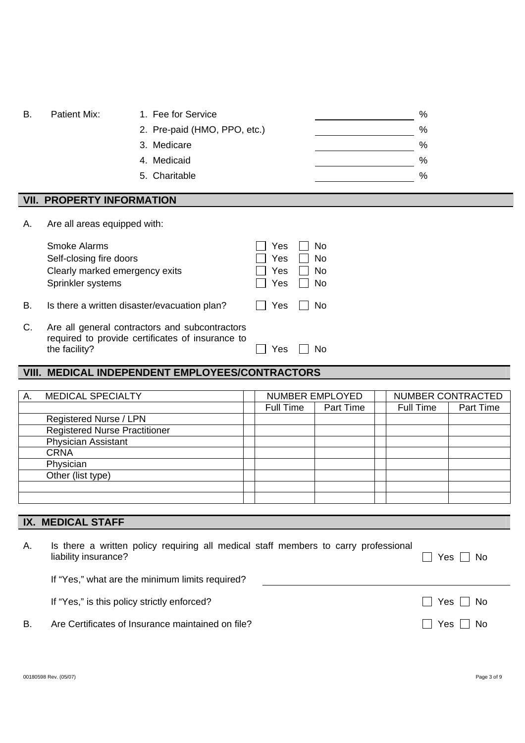B. Patient Mix:

1. Fee for Service ____________ %
2. Pre-paid (HMO, PPO, etc.) ____________ %
3. Medicare ____________ %
4. Medicaid ____________ %
5. Charitable ____________ %

## VII. PROPERTY INFORMATION

A. Are all areas equipped with:

| | | |
|---|---|---|
| Smoke Alarms | ☐ Yes | ☐ No |
| Self-closing fire doors | ☐ Yes | ☐ No |
| Clearly marked emergency exits | ☐ Yes | ☐ No |
| Sprinkler systems | ☐ Yes | ☐ No |

B. Is there a written disaster/evacuation plan? ☐ Yes ☐ No

C. Are all general contractors and subcontractors required to provide certificates of insurance to the facility? ☐ Yes ☐ No

## VIII. MEDICAL INDEPENDENT EMPLOYEES/CONTRACTORS

| A. MEDICAL SPECIALTY | | NUMBER EMPLOYED | | | NUMBER CONTRACTED | |
|---|---|---|---|---|---|---|
| | | Full Time | Part Time | | Full Time | Part Time |
| Registered Nurse / LPN | | | | | | |
| Registered Nurse Practitioner | | | | | | |
| Physician Assistant | | | | | | |
| CRNA | | | | | | |
| Physician | | | | | | |
| Other (list type) | | | | | | |
| | | | | | | |
| | | | | | | |

## IX. MEDICAL STAFF

A. Is there a written policy requiring all medical staff members to carry professional liability insurance? ☐ Yes ☐ No

If "Yes," what are the minimum limits required? ____________________

If "Yes," is this policy strictly enforced? ☐ Yes ☐ No

B. Are Certificates of Insurance maintained on file? ☐ Yes ☐ No

00180598 Rev. (05/07)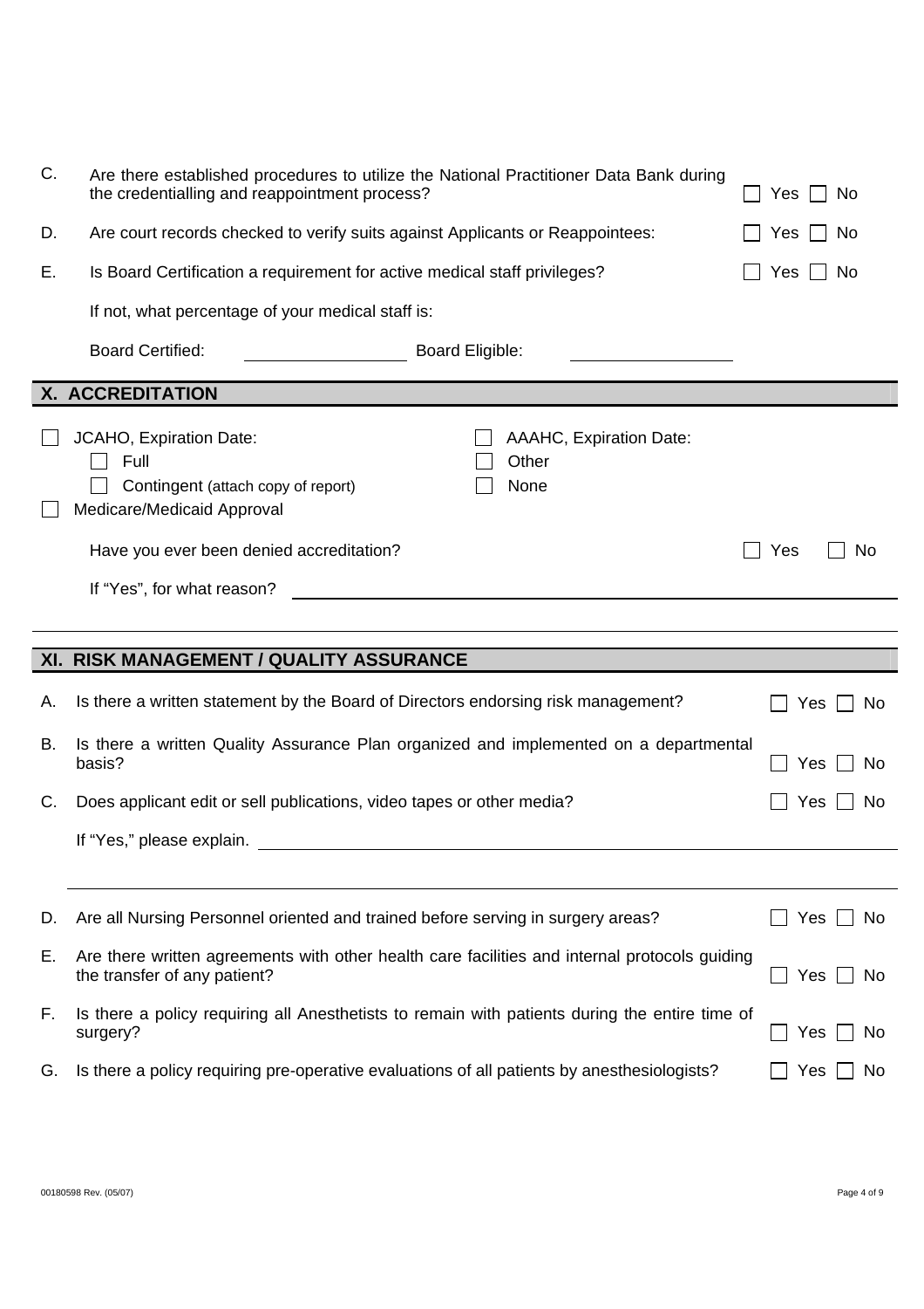C. Are there established procedures to utilize the National Practitioner Data Bank during the credentialling and reappointment process? ☐ Yes ☐ No

D. Are court records checked to verify suits against Applicants or Reappointees: ☐ Yes ☐ No

E. Is Board Certification a requirement for active medical staff privileges? ☐ Yes ☐ No

If not, what percentage of your medical staff is:

Board Certified: ______________ Board Eligible: ______________

## X. ACCREDITATION

☐ JCAHO, Expiration Date:
- ☐ Full
- ☐ Contingent (attach copy of report)

☐ AAAHC, Expiration Date:

☐ Other

☐ None

☐ Medicare/Medicaid Approval

Have you ever been denied accreditation? ☐ Yes ☐ No

If "Yes", for what reason? ______________________________

______________________________

## XI. RISK MANAGEMENT / QUALITY ASSURANCE

A. Is there a written statement by the Board of Directors endorsing risk management? ☐ Yes ☐ No

B. Is there a written Quality Assurance Plan organized and implemented on a departmental basis? ☐ Yes ☐ No

C. Does applicant edit or sell publications, video tapes or other media? ☐ Yes ☐ No

If "Yes," please explain. ______________________________

______________________________

D. Are all Nursing Personnel oriented and trained before serving in surgery areas? ☐ Yes ☐ No

E. Are there written agreements with other health care facilities and internal protocols guiding the transfer of any patient? ☐ Yes ☐ No

F. Is there a policy requiring all Anesthetists to remain with patients during the entire time of surgery? ☐ Yes ☐ No

G. Is there a policy requiring pre-operative evaluations of all patients by anesthesiologists? ☐ Yes ☐ No

00180598 Rev. (05/07)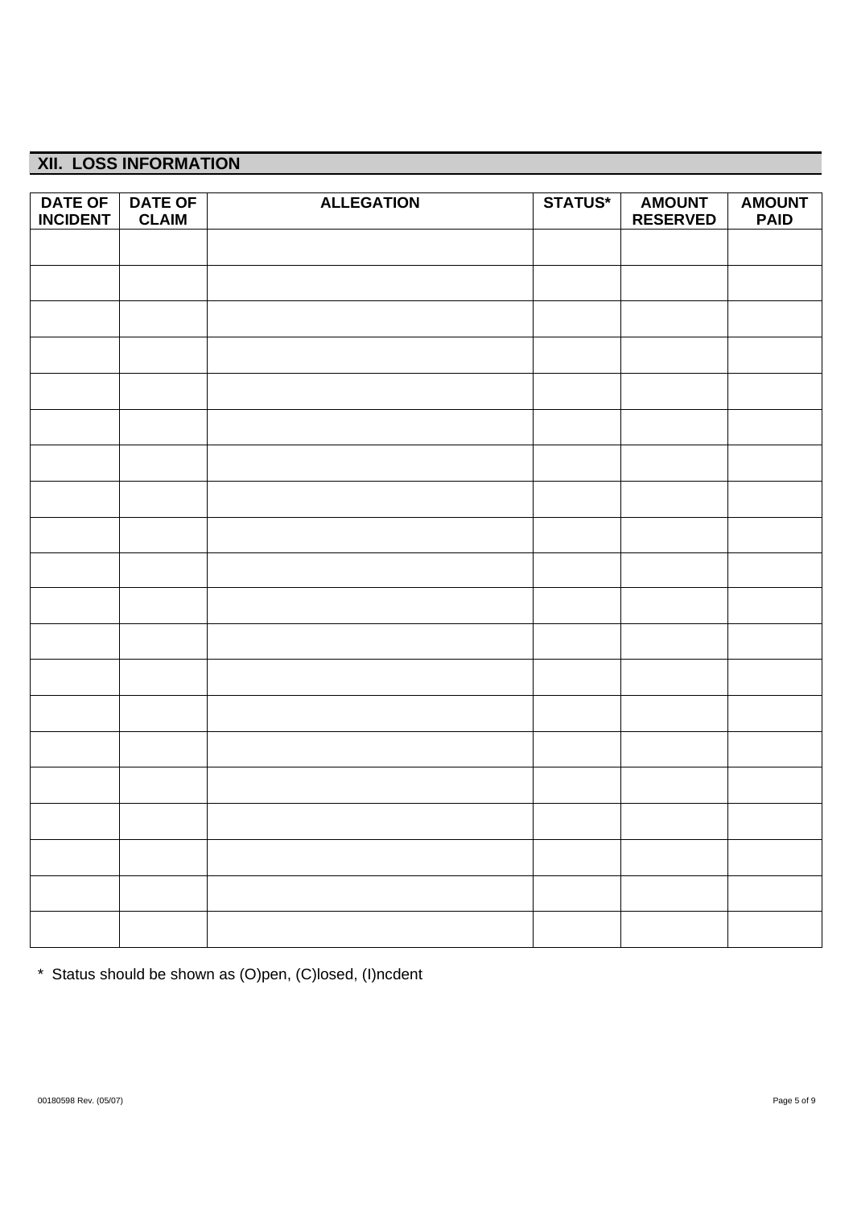## XII. LOSS INFORMATION

| DATE OF INCIDENT | DATE OF CLAIM | ALLEGATION | STATUS* | AMOUNT RESERVED | AMOUNT PAID |
|---|---|---|---|---|---|
| | | | | | |
| | | | | | |
| | | | | | |
| | | | | | |
| | | | | | |
| | | | | | |
| | | | | | |
| | | | | | |
| | | | | | |
| | | | | | |
| | | | | | |
| | | | | | |
| | | | | | |
| | | | | | |
| | | | | | |
| | | | | | |
| | | | | | |
| | | | | | |
| | | | | | |
| | | | | | |

* Status should be shown as (O)pen, (C)losed, (I)ncdent

00180598 Rev. (05/07)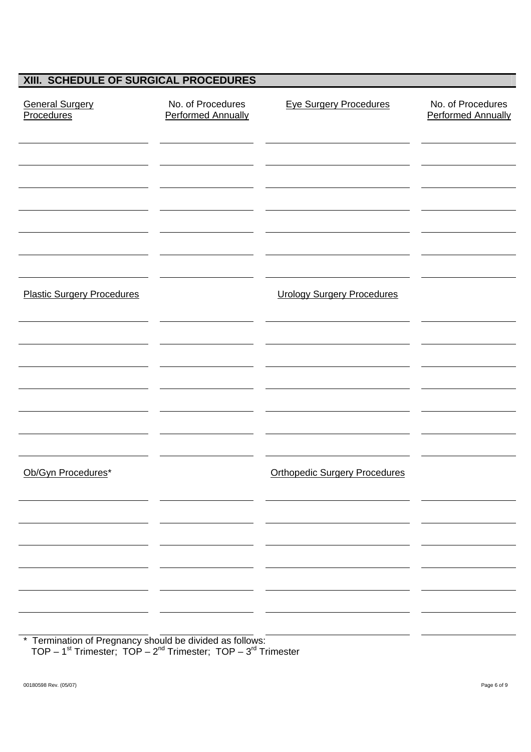## XIII. SCHEDULE OF SURGICAL PROCEDURES

| General Surgery Procedures | No. of Procedures Performed Annually | Eye Surgery Procedures | No. of Procedures Performed Annually |
|---|---|---|---|
| | | | |
| | | | |
| | | | |
| | | | |
| | | | |
| | | | |
| | | | |
| **Plastic Surgery Procedures** | | **Urology Surgery Procedures** | |
| | | | |
| | | | |
| | | | |
| | | | |
| | | | |
| | | | |
| | | | |
| **Ob/Gyn Procedures*** | | **Orthopedic Surgery Procedures** | |
| | | | |
| | | | |
| | | | |
| | | | |
| | | | |
| | | | |
| | | | |

* Termination of Pregnancy should be divided as follows:
TOP – 1st Trimester; TOP – 2nd Trimester; TOP – 3rd Trimester

00180598 Rev. (05/07)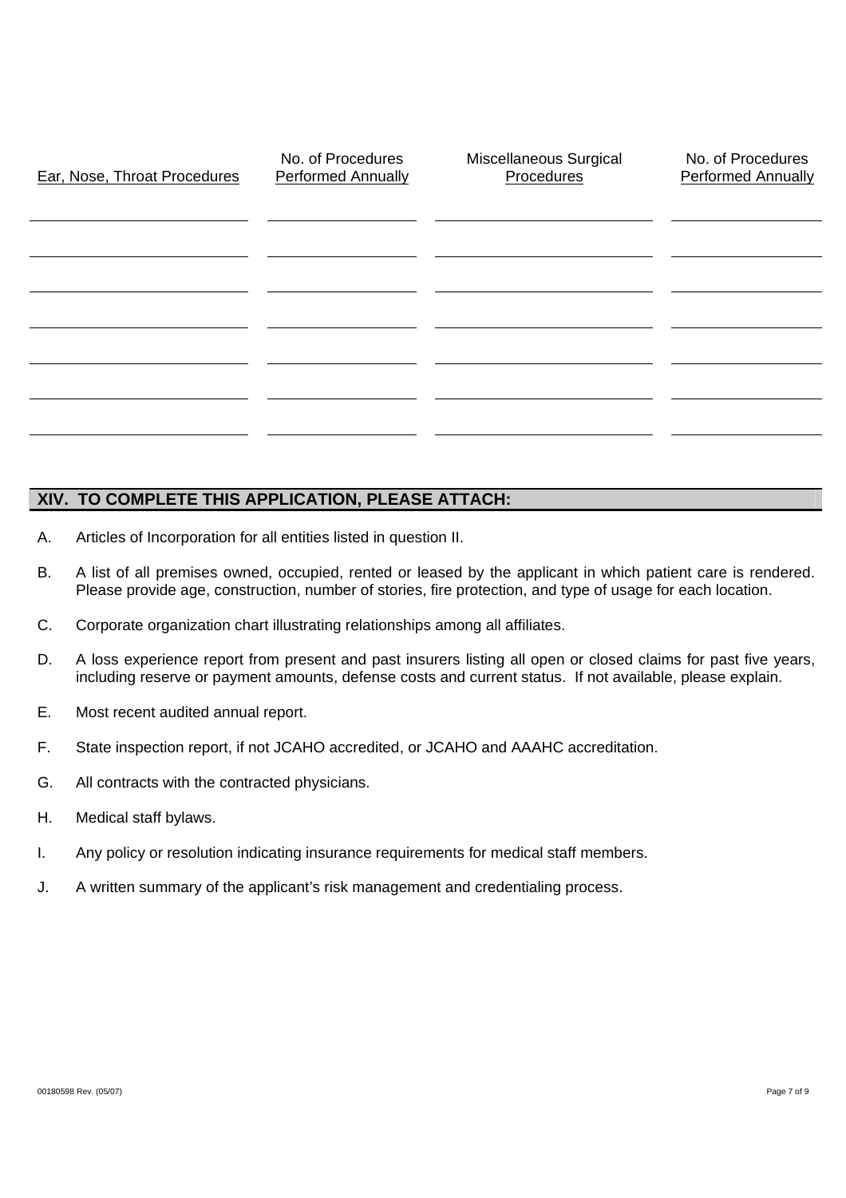| Ear, Nose, Throat Procedures | No. of Procedures Performed Annually | Miscellaneous Surgical Procedures | No. of Procedures Performed Annually |
|---|---|---|---|
| | | | |
| | | | |
| | | | |
| | | | |
| | | | |
| | | | |
| | | | |

## XIV. TO COMPLETE THIS APPLICATION, PLEASE ATTACH:

A. Articles of Incorporation for all entities listed in question II.

B. A list of all premises owned, occupied, rented or leased by the applicant in which patient care is rendered. Please provide age, construction, number of stories, fire protection, and type of usage for each location.

C. Corporate organization chart illustrating relationships among all affiliates.

D. A loss experience report from present and past insurers listing all open or closed claims for past five years, including reserve or payment amounts, defense costs and current status. If not available, please explain.

E. Most recent audited annual report.

F. State inspection report, if not JCAHO accredited, or JCAHO and AAAHC accreditation.

G. All contracts with the contracted physicians.

H. Medical staff bylaws.

I. Any policy or resolution indicating insurance requirements for medical staff members.

J. A written summary of the applicant's risk management and credentialing process.

00180598 Rev. (05/07)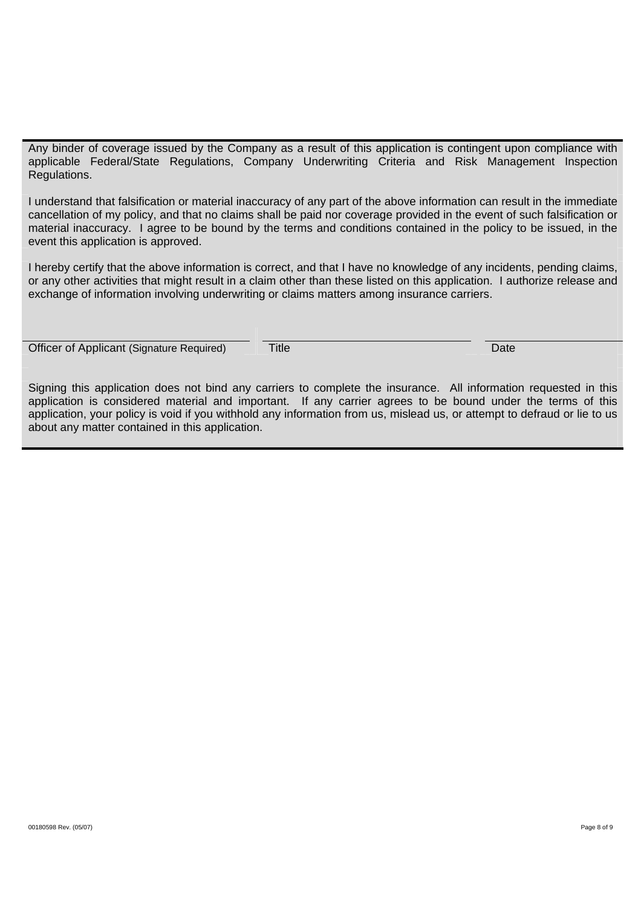Any binder of coverage issued by the Company as a result of this application is contingent upon compliance with applicable Federal/State Regulations, Company Underwriting Criteria and Risk Management Inspection Regulations.

I understand that falsification or material inaccuracy of any part of the above information can result in the immediate cancellation of my policy, and that no claims shall be paid nor coverage provided in the event of such falsification or material inaccuracy. I agree to be bound by the terms and conditions contained in the policy to be issued, in the event this application is approved.

I hereby certify that the above information is correct, and that I have no knowledge of any incidents, pending claims, or any other activities that might result in a claim other than these listed on this application. I authorize release and exchange of information involving underwriting or claims matters among insurance carriers.

| Officer of Applicant (Signature Required) | Title | Date |
|---|---|---|
| | | |

Signing this application does not bind any carriers to complete the insurance. All information requested in this application is considered material and important. If any carrier agrees to be bound under the terms of this application, your policy is void if you withhold any information from us, mislead us, or attempt to defraud or lie to us about any matter contained in this application.

00180598 Rev. (05/07)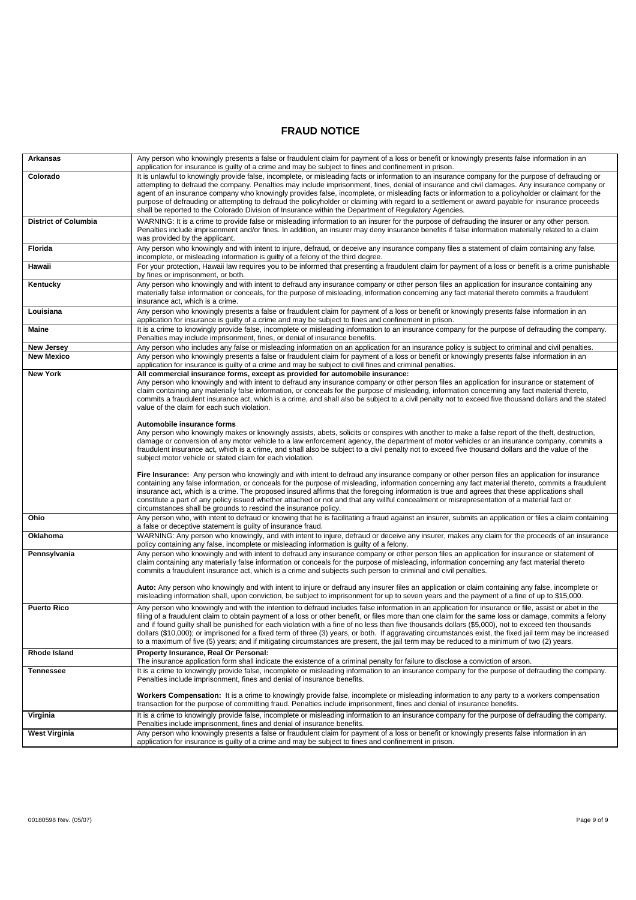# FRAUD NOTICE

| | |
|---|---|
| **Arkansas** | Any person who knowingly presents a false or fraudulent claim for payment of a loss or benefit or knowingly presents false information in an application for insurance is guilty of a crime and may be subject to fines and confinement in prison. |
| **Colorado** | It is unlawful to knowingly provide false, incomplete, or misleading facts or information to an insurance company for the purpose of defrauding or attempting to defraud the company. Penalties may include imprisonment, fines, denial of insurance and civil damages. Any insurance company or agent of an insurance company who knowingly provides false, incomplete, or misleading facts or information to a policyholder or claimant for the purpose of defrauding or attempting to defraud the policyholder or claiming with regard to a settlement or award payable for insurance proceeds shall be reported to the Colorado Division of Insurance within the Department of Regulatory Agencies. |
| **District of Columbia** | WARNING: It is a crime to provide false or misleading information to an insurer for the purpose of defrauding the insurer or any other person. Penalties include imprisonment and/or fines. In addition, an insurer may deny insurance benefits if false information materially related to a claim was provided by the applicant. |
| **Florida** | Any person who knowingly and with intent to injure, defraud, or deceive any insurance company files a statement of claim containing any false, incomplete, or misleading information is guilty of a felony of the third degree. |
| **Hawaii** | For your protection, Hawaii law requires you to be informed that presenting a fraudulent claim for payment of a loss or benefit is a crime punishable by fines or imprisonment, or both. |
| **Kentucky** | Any person who knowingly and with intent to defraud any insurance company or other person files an application for insurance containing any materially false information or conceals, for the purpose of misleading, information concerning any fact material thereto commits a fraudulent insurance act, which is a crime. |
| **Louisiana** | Any person who knowingly presents a false or fraudulent claim for payment of a loss or benefit or knowingly presents false information in an application for insurance is guilty of a crime and may be subject to fines and confinement in prison. |
| **Maine** | It is a crime to knowingly provide false, incomplete or misleading information to an insurance company for the purpose of defrauding the company. Penalties may include imprisonment, fines, or denial of insurance benefits. |
| **New Jersey** | Any person who includes any false or misleading information on an application for an insurance policy is subject to criminal and civil penalties. |
| **New Mexico** | Any person who knowingly presents a false or fraudulent claim for payment of a loss or benefit or knowingly presents false information in an application for insurance is guilty of a crime and may be subject to civil fines and criminal penalties. |
| **New York** | **All commercial insurance forms, except as provided for automobile insurance:** Any person who knowingly and with intent to defraud any insurance company or other person files an application for insurance or statement of claim containing any materially false information, or conceals for the purpose of misleading, information concerning any fact material thereto, commits a fraudulent insurance act, which is a crime, and shall also be subject to a civil penalty not to exceed five thousand dollars and the stated value of the claim for each such violation.<br><br>**Automobile insurance forms**<br>Any person who knowingly makes or knowingly assists, abets, solicits or conspires with another to make a false report of the theft, destruction, damage or conversion of any motor vehicle to a law enforcement agency, the department of motor vehicles or an insurance company, commits a fraudulent insurance act, which is a crime, and shall also be subject to a civil penalty not to exceed five thousand dollars and the value of the subject motor vehicle or stated claim for each violation.<br><br>**Fire Insurance:** Any person who knowingly and with intent to defraud any insurance company or other person files an application for insurance containing any false information, or conceals for the purpose of misleading, information concerning any fact material thereto, commits a fraudulent insurance act, which is a crime. The proposed insured affirms that the foregoing information is true and agrees that these applications shall constitute a part of any policy issued whether attached or not and that any willful concealment or misrepresentation of a material fact or circumstances shall be grounds to rescind the insurance policy. |
| **Ohio** | Any person who, with intent to defraud or knowing that he is facilitating a fraud against an insurer, submits an application or files a claim containing a false or deceptive statement is guilty of insurance fraud. |
| **Oklahoma** | WARNING: Any person who knowingly, and with intent to injure, defraud or deceive any insurer, makes any claim for the proceeds of an insurance policy containing any false, incomplete or misleading information is guilty of a felony. |
| **Pennsylvania** | Any person who knowingly and with intent to defraud any insurance company or other person files an application for insurance or statement of claim containing any materially false information or conceals for the purpose of misleading, information concerning any fact material thereto commits a fraudulent insurance act, which is a crime and subjects such person to criminal and civil penalties.<br><br>**Auto:** Any person who knowingly and with intent to injure or defraud any insurer files an application or claim containing any false, incomplete or misleading information shall, upon conviction, be subject to imprisonment for up to seven years and the payment of a fine of up to $15,000. |
| **Puerto Rico** | Any person who knowingly and with the intention to defraud includes false information in an application for insurance or file, assist or abet in the filing of a fraudulent claim to obtain payment of a loss or other benefit, or files more than one claim for the same loss or damage, commits a felony and if found guilty shall be punished for each violation with a fine of no less than five thousands dollars ($5,000), not to exceed ten thousands dollars ($10,000); or imprisoned for a fixed term of three (3) years, or both. If aggravating circumstances exist, the fixed jail term may be increased to a maximum of five (5) years; and if mitigating circumstances are present, the jail term may be reduced to a minimum of two (2) years. |
| **Rhode Island** | **Property Insurance, Real Or Personal:**<br>The insurance application form shall indicate the existence of a criminal penalty for failure to disclose a conviction of arson. |
| **Tennessee** | It is a crime to knowingly provide false, incomplete or misleading information to an insurance company for the purpose of defrauding the company. Penalties include imprisonment, fines and denial of insurance benefits.<br><br>**Workers Compensation:** It is a crime to knowingly provide false, incomplete or misleading information to any party to a workers compensation transaction for the purpose of committing fraud. Penalties include imprisonment, fines and denial of insurance benefits. |
| **Virginia** | It is a crime to knowingly provide false, incomplete or misleading information to an insurance company for the purpose of defrauding the company. Penalties include imprisonment, fines and denial of insurance benefits. |
| **West Virginia** | Any person who knowingly presents a false or fraudulent claim for payment of a loss or benefit or knowingly presents false information in an application for insurance is guilty of a crime and may be subject to fines and confinement in prison. |

00180598 Rev. (05/07)